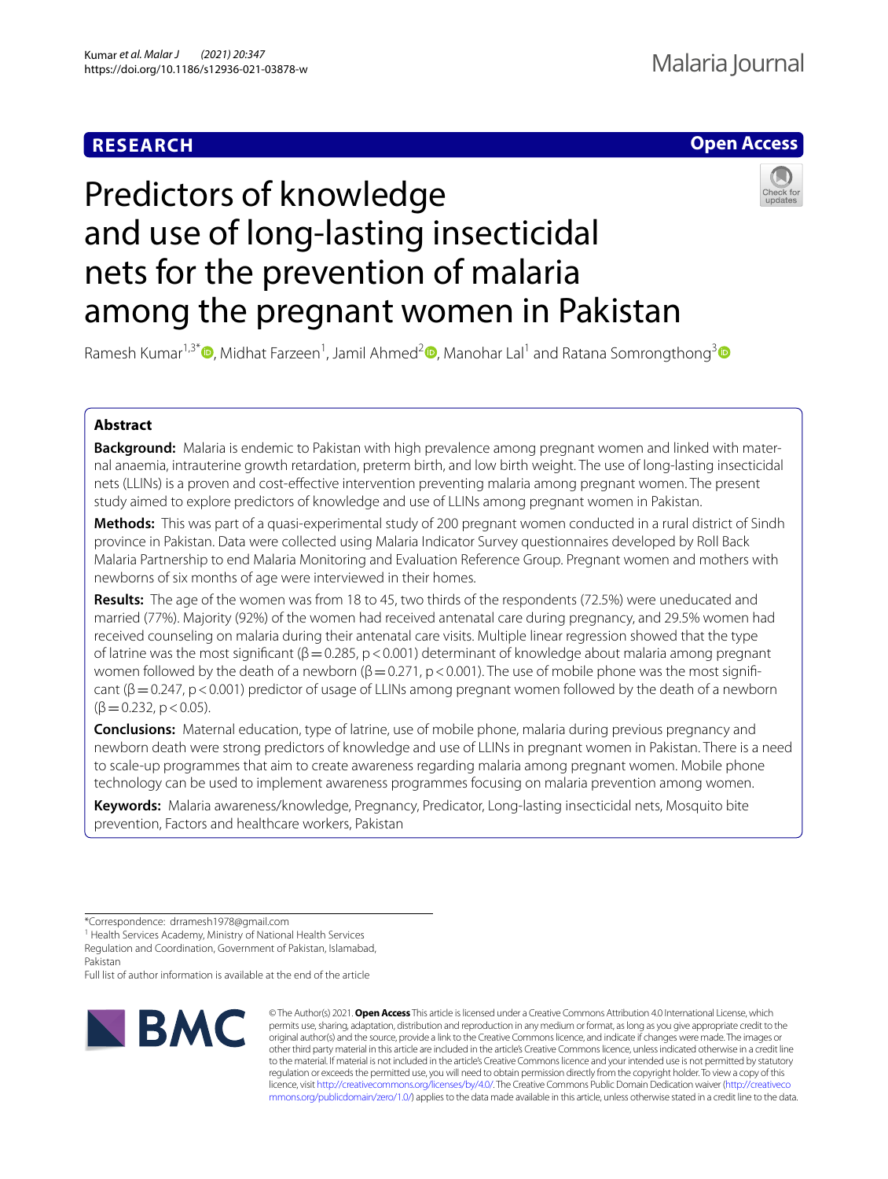**RESEARCH** **Open Access**

# Predictors of knowledge and use of long-lasting insecticidal nets for the prevention of malaria among the pregnant women in Pakistan

Ramesh Kumar[1,3*], Midhat Farzeen[1], Jamil Ahmed[2], Manohar Lal[1] and Ratana Somrongthong[3]

## Abstract

**Background:** Malaria is endemic to Pakistan with high prevalence among pregnant women and linked with maternal anaemia, intrauterine growth retardation, preterm birth, and low birth weight. The use of long-lasting insecticidal nets (LLINs) is a proven and cost-effective intervention preventing malaria among pregnant women. The present study aimed to explore predictors of knowledge and use of LLINs among pregnant women in Pakistan.

**Methods:** This was part of a quasi-experimental study of 200 pregnant women conducted in a rural district of Sindh province in Pakistan. Data were collected using Malaria Indicator Survey questionnaires developed by Roll Back Malaria Partnership to end Malaria Monitoring and Evaluation Reference Group. Pregnant women and mothers with newborns of six months of age were interviewed in their homes.

**Results:** The age of the women was from 18 to 45, two thirds of the respondents (72.5%) were uneducated and married (77%). Majority (92%) of the women had received antenatal care during pregnancy, and 29.5% women had received counseling on malaria during their antenatal care visits. Multiple linear regression showed that the type of latrine was the most significant ($\beta = 0.285$, $p < 0.001$) determinant of knowledge about malaria among pregnant women followed by the death of a newborn ($\beta = 0.271$, $p < 0.001$). The use of mobile phone was the most significant ($\beta = 0.247$, $p < 0.001$) predictor of usage of LLINs among pregnant women followed by the death of a newborn ($\beta = 0.232$, $p < 0.05$).

**Conclusions:** Maternal education, type of latrine, use of mobile phone, malaria during previous pregnancy and newborn death were strong predictors of knowledge and use of LLINs in pregnant women in Pakistan. There is a need to scale-up programmes that aim to create awareness regarding malaria among pregnant women. Mobile phone technology can be used to implement awareness programmes focusing on malaria prevention among women.

**Keywords:** Malaria awareness/knowledge, Pregnancy, Predicator, Long-lasting insecticidal nets, Mosquito bite prevention, Factors and healthcare workers, Pakistan

*Correspondence: drramesh1978@gmail.com
[1] Health Services Academy, Ministry of National Health Services Regulation and Coordination, Government of Pakistan, Islamabad, Pakistan
Full list of author information is available at the end of the article

© The Author(s) 2021. **Open Access** This article is licensed under a Creative Commons Attribution 4.0 International License, which permits use, sharing, adaptation, distribution and reproduction in any medium or format, as long as you give appropriate credit to the original author(s) and the source, provide a link to the Creative Commons licence, and indicate if changes were made. The images or other third party material in this article are included in the article's Creative Commons licence, unless indicated otherwise in a credit line to the material. If material is not included in the article's Creative Commons licence and your intended use is not permitted by statutory regulation or exceeds the permitted use, you will need to obtain permission directly from the copyright holder. To view a copy of this licence, visit http://creativecommons.org/licenses/by/4.0/. The Creative Commons Public Domain Dedication waiver (http://creativecommons.org/publicdomain/zero/1.0/) applies to the data made available in this article, unless otherwise stated in a credit line to the data.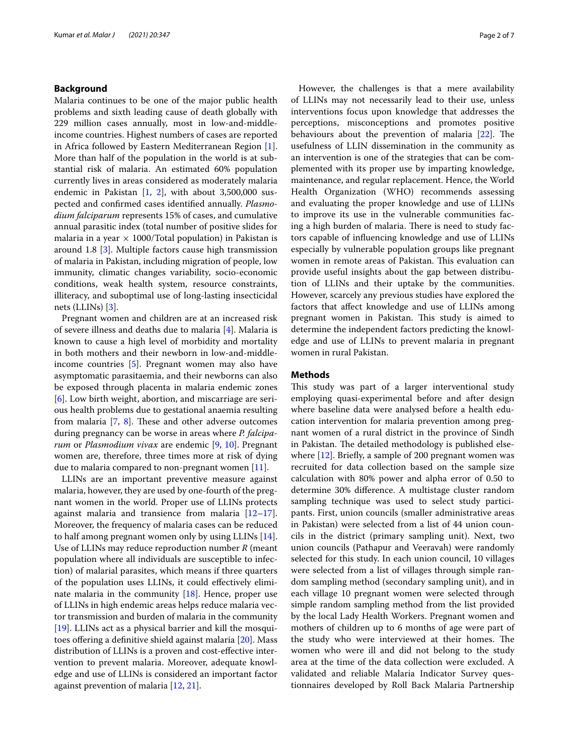## Background

Malaria continues to be one of the major public health problems and sixth leading cause of death globally with 229 million cases annually, most in low-and-middle-income countries. Highest numbers of cases are reported in Africa followed by Eastern Mediterranean Region [1]. More than half of the population in the world is at substantial risk of malaria. An estimated 60% population currently lives in areas considered as moderately malaria endemic in Pakistan [1, 2], with about 3,500,000 suspected and confirmed cases identified annually. *Plasmodium falciparum* represents 15% of cases, and cumulative annual parasitic index (total number of positive slides for malaria in a year × 1000/Total population) in Pakistan is around 1.8 [3]. Multiple factors cause high transmission of malaria in Pakistan, including migration of people, low immunity, climatic changes variability, socio-economic conditions, weak health system, resource constraints, illiteracy, and suboptimal use of long-lasting insecticidal nets (LLINs) [3].

Pregnant women and children are at an increased risk of severe illness and deaths due to malaria [4]. Malaria is known to cause a high level of morbidity and mortality in both mothers and their newborn in low-and-middle-income countries [5]. Pregnant women may also have asymptomatic parasitaemia, and their newborns can also be exposed through placenta in malaria endemic zones [6]. Low birth weight, abortion, and miscarriage are serious health problems due to gestational anaemia resulting from malaria [7, 8]. These and other adverse outcomes during pregnancy can be worse in areas where *P. falciparum* or *Plasmodium vivax* are endemic [9, 10]. Pregnant women are, therefore, three times more at risk of dying due to malaria compared to non-pregnant women [11].

LLINs are an important preventive measure against malaria, however, they are used by one-fourth of the pregnant women in the world. Proper use of LLINs protects against malaria and transience from malaria [12–17]. Moreover, the frequency of malaria cases can be reduced to half among pregnant women only by using LLINs [14]. Use of LLINs may reduce reproduction number *R* (meant population where all individuals are susceptible to infection) of malarial parasites, which means if three quarters of the population uses LLINs, it could effectively eliminate malaria in the community [18]. Hence, proper use of LLINs in high endemic areas helps reduce malaria vector transmission and burden of malaria in the community [19]. LLINs act as a physical barrier and kill the mosquitoes offering a definitive shield against malaria [20]. Mass distribution of LLINs is a proven and cost-effective intervention to prevent malaria. Moreover, adequate knowledge and use of LLINs is considered an important factor against prevention of malaria [12, 21].

However, the challenges is that a mere availability of LLINs may not necessarily lead to their use, unless interventions focus upon knowledge that addresses the perceptions, misconceptions and promotes positive behaviours about the prevention of malaria [22]. The usefulness of LLIN dissemination in the community as an intervention is one of the strategies that can be complemented with its proper use by imparting knowledge, maintenance, and regular replacement. Hence, the World Health Organization (WHO) recommends assessing and evaluating the proper knowledge and use of LLINs to improve its use in the vulnerable communities facing a high burden of malaria. There is need to study factors capable of influencing knowledge and use of LLINs especially by vulnerable population groups like pregnant women in remote areas of Pakistan. This evaluation can provide useful insights about the gap between distribution of LLINs and their uptake by the communities. However, scarcely any previous studies have explored the factors that affect knowledge and use of LLINs among pregnant women in Pakistan. This study is aimed to determine the independent factors predicting the knowledge and use of LLINs to prevent malaria in pregnant women in rural Pakistan.

## Methods

This study was part of a larger interventional study employing quasi-experimental before and after design where baseline data were analysed before a health education intervention for malaria prevention among pregnant women of a rural district in the province of Sindh in Pakistan. The detailed methodology is published elsewhere [12]. Briefly, a sample of 200 pregnant women was recruited for data collection based on the sample size calculation with 80% power and alpha error of 0.50 to determine 30% difference. A multistage cluster random sampling technique was used to select study participants. First, union councils (smaller administrative areas in Pakistan) were selected from a list of 44 union councils in the district (primary sampling unit). Next, two union councils (Pathapur and Veeravah) were randomly selected for this study. In each union council, 10 villages were selected from a list of villages through simple random sampling method (secondary sampling unit), and in each village 10 pregnant women were selected through simple random sampling method from the list provided by the local Lady Health Workers. Pregnant women and mothers of children up to 6 months of age were part of the study who were interviewed at their homes. The women who were ill and did not belong to the study area at the time of the data collection were excluded. A validated and reliable Malaria Indicator Survey questionnaires developed by Roll Back Malaria Partnership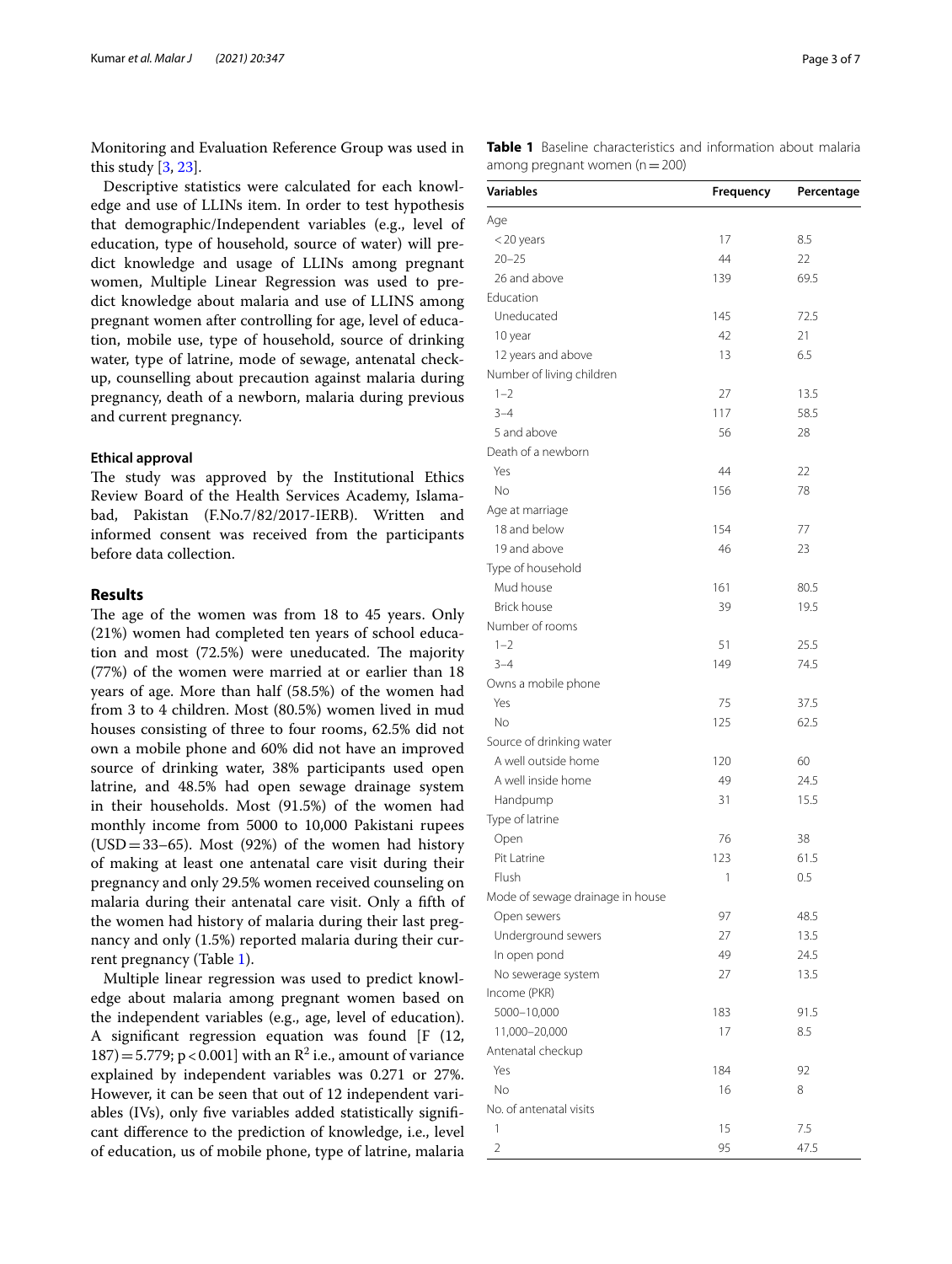Monitoring and Evaluation Reference Group was used in this study [3, 23].

Descriptive statistics were calculated for each knowledge and use of LLINs item. In order to test hypothesis that demographic/Independent variables (e.g., level of education, type of household, source of water) will predict knowledge and usage of LLINs among pregnant women, Multiple Linear Regression was used to predict knowledge about malaria and use of LLINS among pregnant women after controlling for age, level of education, mobile use, type of household, source of drinking water, type of latrine, mode of sewage, antenatal checkup, counselling about precaution against malaria during pregnancy, death of a newborn, malaria during previous and current pregnancy.

### Ethical approval

The study was approved by the Institutional Ethics Review Board of the Health Services Academy, Islamabad, Pakistan (F.No.7/82/2017-IERB). Written and informed consent was received from the participants before data collection.

## Results

The age of the women was from 18 to 45 years. Only (21%) women had completed ten years of school education and most (72.5%) were uneducated. The majority (77%) of the women were married at or earlier than 18 years of age. More than half (58.5%) of the women had from 3 to 4 children. Most (80.5%) women lived in mud houses consisting of three to four rooms, 62.5% did not own a mobile phone and 60% did not have an improved source of drinking water, 38% participants used open latrine, and 48.5% had open sewage drainage system in their households. Most (91.5%) of the women had monthly income from 5000 to 10,000 Pakistani rupees (USD = 33–65). Most (92%) of the women had history of making at least one antenatal care visit during their pregnancy and only 29.5% women received counseling on malaria during their antenatal care visit. Only a fifth of the women had history of malaria during their last pregnancy and only (1.5%) reported malaria during their current pregnancy (Table 1).

Multiple linear regression was used to predict knowledge about malaria among pregnant women based on the independent variables (e.g., age, level of education). A significant regression equation was found [$F(12, 187) = 5.779$; $p < 0.001$] with an $R^2$ i.e., amount of variance explained by independent variables was 0.271 or 27%. However, it can be seen that out of 12 independent variables (IVs), only five variables added statistically significant difference to the prediction of knowledge, i.e., level of education, us of mobile phone, type of latrine, malaria

**Table 1** Baseline characteristics and information about malaria among pregnant women (n = 200)

| Variables | Frequency | Percentage |
|---|---|---|
| Age | | |
| < 20 years | 17 | 8.5 |
| 20–25 | 44 | 22 |
| 26 and above | 139 | 69.5 |
| Education | | |
| Uneducated | 145 | 72.5 |
| 10 year | 42 | 21 |
| 12 years and above | 13 | 6.5 |
| Number of living children | | |
| 1–2 | 27 | 13.5 |
| 3–4 | 117 | 58.5 |
| 5 and above | 56 | 28 |
| Death of a newborn | | |
| Yes | 44 | 22 |
| No | 156 | 78 |
| Age at marriage | | |
| 18 and below | 154 | 77 |
| 19 and above | 46 | 23 |
| Type of household | | |
| Mud house | 161 | 80.5 |
| Brick house | 39 | 19.5 |
| Number of rooms | | |
| 1–2 | 51 | 25.5 |
| 3–4 | 149 | 74.5 |
| Owns a mobile phone | | |
| Yes | 75 | 37.5 |
| No | 125 | 62.5 |
| Source of drinking water | | |
| A well outside home | 120 | 60 |
| A well inside home | 49 | 24.5 |
| Handpump | 31 | 15.5 |
| Type of latrine | | |
| Open | 76 | 38 |
| Pit Latrine | 123 | 61.5 |
| Flush | 1 | 0.5 |
| Mode of sewage drainage in house | | |
| Open sewers | 97 | 48.5 |
| Underground sewers | 27 | 13.5 |
| In open pond | 49 | 24.5 |
| No sewerage system | 27 | 13.5 |
| Income (PKR) | | |
| 5000–10,000 | 183 | 91.5 |
| 11,000–20,000 | 17 | 8.5 |
| Antenatal checkup | | |
| Yes | 184 | 92 |
| No | 16 | 8 |
| No. of antenatal visits | | |
| 1 | 15 | 7.5 |
| 2 | 95 | 47.5 |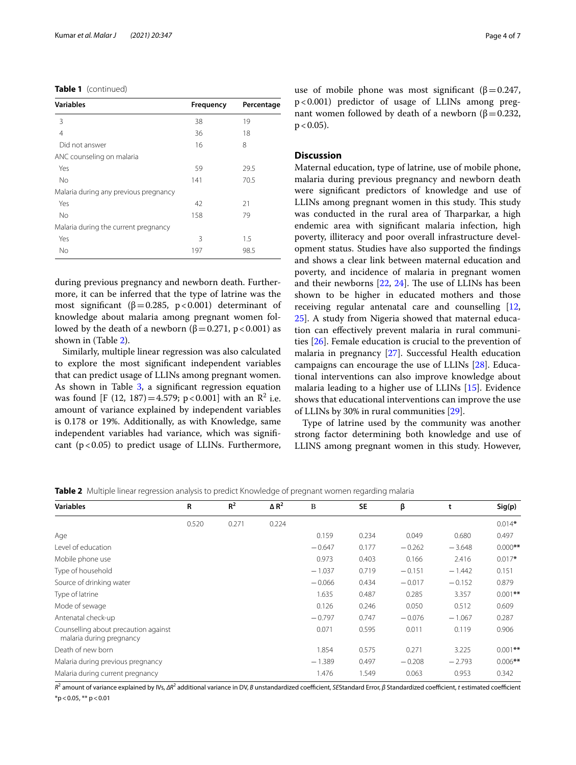**Table 1** (continued)

| Variables | Frequency | Percentage |
| --- | --- | --- |
| 3 | 38 | 19 |
| 4 | 36 | 18 |
| Did not answer | 16 | 8 |
| ANC counseling on malaria | | |
| Yes | 59 | 29.5 |
| No | 141 | 70.5 |
| Malaria during any previous pregnancy | | |
| Yes | 42 | 21 |
| No | 158 | 79 |
| Malaria during the current pregnancy | | |
| Yes | 3 | 1.5 |
| No | 197 | 98.5 |

during previous pregnancy and newborn death. Furthermore, it can be inferred that the type of latrine was the most significant ($\beta = 0.285$, $p < 0.001$) determinant of knowledge about malaria among pregnant women followed by the death of a newborn ($\beta = 0.271$, $p < 0.001$) as shown in (Table 2).

Similarly, multiple linear regression was also calculated to explore the most significant independent variables that can predict usage of LLINs among pregnant women. As shown in Table 3, a significant regression equation was found [$F$ (12, 187) = 4.579; $p < 0.001$] with an $R^2$ i.e. amount of variance explained by independent variables is 0.178 or 19%. Additionally, as with Knowledge, same independent variables had variance, which was significant ($p < 0.05$) to predict usage of LLINs. Furthermore, use of mobile phone was most significant ($\beta = 0.247$, $p < 0.001$) predictor of usage of LLINs among pregnant women followed by death of a newborn ($\beta = 0.232$, $p < 0.05$).

## Discussion

Maternal education, type of latrine, use of mobile phone, malaria during previous pregnancy and newborn death were significant predictors of knowledge and use of LLINs among pregnant women in this study. This study was conducted in the rural area of Tharparkar, a high endemic area with significant malaria infection, high poverty, illiteracy and poor overall infrastructure development status. Studies have also supported the findings and shows a clear link between maternal education and poverty, and incidence of malaria in pregnant women and their newborns [22, 24]. The use of LLINs has been shown to be higher in educated mothers and those receiving regular antenatal care and counselling [12, 25]. A study from Nigeria showed that maternal education can effectively prevent malaria in rural communities [26]. Female education is crucial to the prevention of malaria in pregnancy [27]. Successful Health education campaigns can encourage the use of LLINs [28]. Educational interventions can also improve knowledge about malaria leading to a higher use of LLINs [15]. Evidence shows that educational interventions can improve the use of LLINs by 30% in rural communities [29].

Type of latrine used by the community was another strong factor determining both knowledge and use of LLINS among pregnant women in this study. However,

**Table 2** Multiple linear regression analysis to predict Knowledge of pregnant women regarding malaria

| Variables | R | $R^2$ | $\Delta R^2$ | B | SE | β | t | Sig(p) |
| --- | --- | --- | --- | --- | --- | --- | --- | --- |
| | 0.520 | 0.271 | 0.224 | | | | | 0.014* |
| Age | | | | 0.159 | 0.234 | 0.049 | 0.680 | 0.497 |
| Level of education | | | | −0.647 | 0.177 | −0.262 | −3.648 | 0.000** |
| Mobile phone use | | | | 0.973 | 0.403 | 0.166 | 2.416 | 0.017* |
| Type of household | | | | −1.037 | 0.719 | −0.151 | −1.442 | 0.151 |
| Source of drinking water | | | | −0.066 | 0.434 | −0.017 | −0.152 | 0.879 |
| Type of latrine | | | | 1.635 | 0.487 | 0.285 | 3.357 | 0.001** |
| Mode of sewage | | | | 0.126 | 0.246 | 0.050 | 0.512 | 0.609 |
| Antenatal check-up | | | | −0.797 | 0.747 | −0.076 | −1.067 | 0.287 |
| Counselling about precaution against malaria during pregnancy | | | | 0.071 | 0.595 | 0.011 | 0.119 | 0.906 |
| Death of new born | | | | 1.854 | 0.575 | 0.271 | 3.225 | 0.001** |
| Malaria during previous pregnancy | | | | −1.389 | 0.497 | −0.208 | −2.793 | 0.006** |
| Malaria during current pregnancy | | | | 1.476 | 1.549 | 0.063 | 0.953 | 0.342 |

$R^2$ amount of variance explained by IVs, $\Delta R^2$ additional variance in DV, *B* unstandardized coefficient, *SE* Standard Error, *β* Standardized coefficient, *t* estimated coefficient

*p < 0.05, ** p < 0.01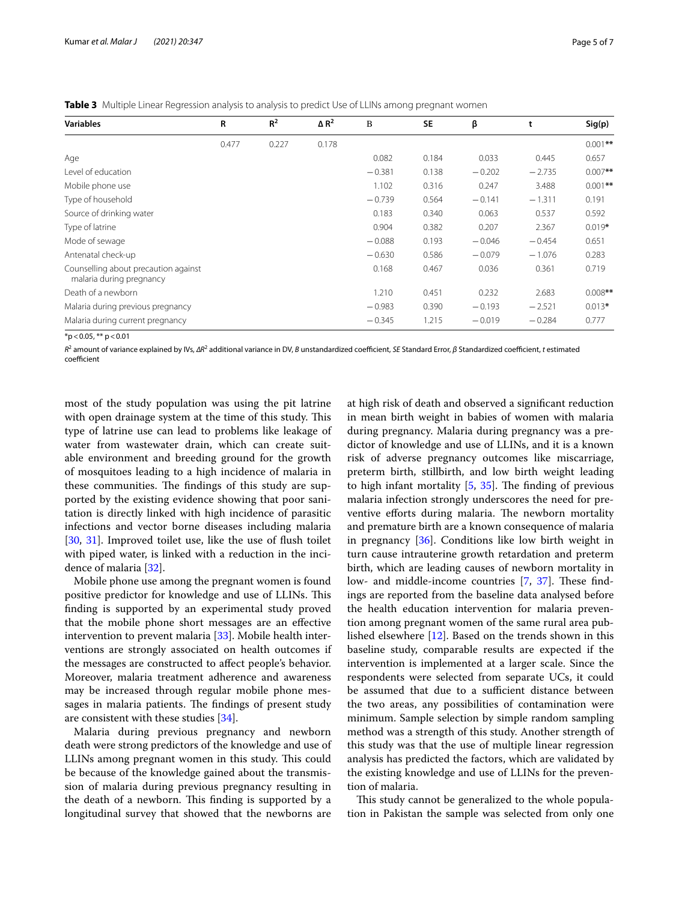**Table 3** Multiple Linear Regression analysis to analysis to predict Use of LLINs among pregnant women

| Variables | R | $R^2$ | $\Delta R^2$ | B | SE | β | t | Sig(p) |
|---|---|---|---|---|---|---|---|---|
| | 0.477 | 0.227 | 0.178 | | | | | 0.001** |
| Age | | | | 0.082 | 0.184 | 0.033 | 0.445 | 0.657 |
| Level of education | | | | −0.381 | 0.138 | −0.202 | −2.735 | 0.007** |
| Mobile phone use | | | | 1.102 | 0.316 | 0.247 | 3.488 | 0.001** |
| Type of household | | | | −0.739 | 0.564 | −0.141 | −1.311 | 0.191 |
| Source of drinking water | | | | 0.183 | 0.340 | 0.063 | 0.537 | 0.592 |
| Type of latrine | | | | 0.904 | 0.382 | 0.207 | 2.367 | 0.019* |
| Mode of sewage | | | | −0.088 | 0.193 | −0.046 | −0.454 | 0.651 |
| Antenatal check-up | | | | −0.630 | 0.586 | −0.079 | −1.076 | 0.283 |
| Counselling about precaution against malaria during pregnancy | | | | 0.168 | 0.467 | 0.036 | 0.361 | 0.719 |
| Death of a newborn | | | | 1.210 | 0.451 | 0.232 | 2.683 | 0.008** |
| Malaria during previous pregnancy | | | | −0.983 | 0.390 | −0.193 | −2.521 | 0.013* |
| Malaria during current pregnancy | | | | −0.345 | 1.215 | −0.019 | −0.284 | 0.777 |

*$p < 0.05$, ** $p < 0.01$

$R^2$ amount of variance explained by IVs, $\Delta R^2$ additional variance in DV, *B* unstandardized coefficient, *SE* Standard Error, *β* Standardized coefficient, *t* estimated coefficient

most of the study population was using the pit latrine with open drainage system at the time of this study. This type of latrine use can lead to problems like leakage of water from wastewater drain, which can create suitable environment and breeding ground for the growth of mosquitoes leading to a high incidence of malaria in these communities. The findings of this study are supported by the existing evidence showing that poor sanitation is directly linked with high incidence of parasitic infections and vector borne diseases including malaria [30, 31]. Improved toilet use, like the use of flush toilet with piped water, is linked with a reduction in the incidence of malaria [32].

Mobile phone use among the pregnant women is found positive predictor for knowledge and use of LLINs. This finding is supported by an experimental study proved that the mobile phone short messages are an effective intervention to prevent malaria [33]. Mobile health interventions are strongly associated on health outcomes if the messages are constructed to affect people's behavior. Moreover, malaria treatment adherence and awareness may be increased through regular mobile phone messages in malaria patients. The findings of present study are consistent with these studies [34].

Malaria during previous pregnancy and newborn death were strong predictors of the knowledge and use of LLINs among pregnant women in this study. This could be because of the knowledge gained about the transmission of malaria during previous pregnancy resulting in the death of a newborn. This finding is supported by a longitudinal survey that showed that the newborns are at high risk of death and observed a significant reduction in mean birth weight in babies of women with malaria during pregnancy. Malaria during pregnancy was a predictor of knowledge and use of LLINs, and it is a known risk of adverse pregnancy outcomes like miscarriage, preterm birth, stillbirth, and low birth weight leading to high infant mortality [5, 35]. The finding of previous malaria infection strongly underscores the need for preventive efforts during malaria. The newborn mortality and premature birth are a known consequence of malaria in pregnancy [36]. Conditions like low birth weight in turn cause intrauterine growth retardation and preterm birth, which are leading causes of newborn mortality in low- and middle-income countries [7, 37]. These findings are reported from the baseline data analysed before the health education intervention for malaria prevention among pregnant women of the same rural area published elsewhere [12]. Based on the trends shown in this baseline study, comparable results are expected if the intervention is implemented at a larger scale. Since the respondents were selected from separate UCs, it could be assumed that due to a sufficient distance between the two areas, any possibilities of contamination were minimum. Sample selection by simple random sampling method was a strength of this study. Another strength of this study was that the use of multiple linear regression analysis has predicted the factors, which are validated by the existing knowledge and use of LLINs for the prevention of malaria.

This study cannot be generalized to the whole population in Pakistan the sample was selected from only one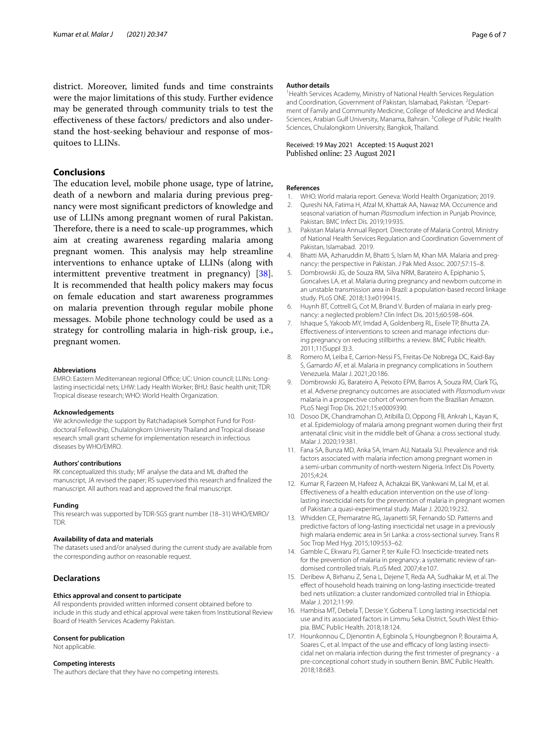district. Moreover, limited funds and time constraints were the major limitations of this study. Further evidence may be generated through community trials to test the effectiveness of these factors/ predictors and also understand the host-seeking behaviour and response of mosquitoes to LLINs.

## Conclusions

The education level, mobile phone usage, type of latrine, death of a newborn and malaria during previous pregnancy were most significant predictors of knowledge and use of LLINs among pregnant women of rural Pakistan. Therefore, there is a need to scale-up programmes, which aim at creating awareness regarding malaria among pregnant women. This analysis may help streamline interventions to enhance uptake of LLINs (along with intermittent preventive treatment in pregnancy) [38]. It is recommended that health policy makers may focus on female education and start awareness programmes on malaria prevention through regular mobile phone messages. Mobile phone technology could be used as a strategy for controlling malaria in high-risk group, i.e., pregnant women.

#### Abbreviations

EMRO: Eastern Mediterranean regional Office; UC: Union council; LLINs: Long-lasting insecticidal nets; LHW: Lady Health Worker; BHU: Basic health unit; TDR: Tropical disease research; WHO: World Health Organization.

#### Acknowledgements

We acknowledge the support by Ratchadapisek Somphot Fund for Post-doctoral Fellowship, Chulalongkorn University Thailand and Tropical disease research small grant scheme for implementation research in infectious diseases by WHO/EMRO.

#### Authors' contributions

RK conceptualized this study; MF analyse the data and ML drafted the manuscript, JA revised the paper; RS supervised this research and finalized the manuscript. All authors read and approved the final manuscript.

#### Funding

This research was supported by TDR-SGS grant number (18–31) WHO/EMRO/TDR.

#### Availability of data and materials

The datasets used and/or analysed during the current study are available from the corresponding author on reasonable request.

### Declarations

#### Ethics approval and consent to participate

All respondents provided written informed consent obtained before to include in this study and ethical approval were taken from Institutional Review Board of Health Services Academy Pakistan.

#### Consent for publication

Not applicable.

#### Competing interests

The authors declare that they have no competing interests.

#### Author details

[1]Health Services Academy, Ministry of National Health Services Regulation and Coordination, Government of Pakistan, Islamabad, Pakistan. [2]Department of Family and Community Medicine, College of Medicine and Medical Sciences, Arabian Gulf University, Manama, Bahrain. [3]College of Public Health Sciences, Chulalongkorn University, Bangkok, Thailand.

Received: 19 May 2021 Accepted: 15 August 2021
Published online: 23 August 2021

#### References

1. WHO. World malaria report. Geneva: World Health Organization; 2019.
2. Qureshi NA, Fatima H, Afzal M, Khattak AA, Nawaz MA. Occurrence and seasonal variation of human *Plasmodium* infection in Punjab Province, Pakistan. BMC Infect Dis. 2019;19:935.
3. Pakistan Malaria Annual Report. Directorate of Malaria Control, Ministry of National Health Services Regulation and Coordination Government of Pakistan, Islamabad. 2019.
4. Bhatti MA, Azharuddin M, Bhatti S, Islam M, Khan MA. Malaria and pregnancy: the perspective in Pakistan. J Pak Med Assoc. 2007;57:15–8.
5. Dombrowski JG, de Souza RM, Silva NRM, Barateiro A, Epiphanio S, Goncalves LA, et al. Malaria during pregnancy and newborn outcome in an unstable transmission area in Brazil: a population-based record linkage study. PLoS ONE. 2018;13:e0199415.
6. Huynh BT, Cottrell G, Cot M, Briand V. Burden of malaria in early pregnancy: a neglected problem? Clin Infect Dis. 2015;60:598–604.
7. Ishaque S, Yakoob MY, Imdad A, Goldenberg RL, Eisele TP, Bhutta ZA. Effectiveness of interventions to screen and manage infections during pregnancy on reducing stillbirths: a review. BMC Public Health. 2011;11(Suppl 3):3.
8. Romero M, Leiba E, Carrion-Nessi FS, Freitas-De Nobrega DC, Kaid-Bay S, Gamardo AF, et al. Malaria in pregnancy complications in Southern Venezuela. Malar J. 2021;20:186.
9. Dombrowski JG, Barateiro A, Peixoto EPM, Barros A, Souza RM, Clark TG, et al. Adverse pregnancy outcomes are associated with *Plasmodium vivax* malaria in a prospective cohort of women from the Brazilian Amazon. PLoS Negl Trop Dis. 2021;15:e0009390.
10. Dosoo DK, Chandramohan D, Atibilla D, Oppong FB, Ankrah L, Kayan K, et al. Epidemiology of malaria among pregnant women during their first antenatal clinic visit in the middle belt of Ghana: a cross sectional study. Malar J. 2020;19:381.
11. Fana SA, Bunza MD, Anka SA, Imam AU, Nataala SU. Prevalence and risk factors associated with malaria infection among pregnant women in a semi-urban community of north-western Nigeria. Infect Dis Poverty. 2015;4:24.
12. Kumar R, Farzeen M, Hafeez A, Achakzai BK, Vankwani M, Lal M, et al. Effectiveness of a health education intervention on the use of long-lasting insecticidal nets for the prevention of malaria in pregnant women of Pakistan: a quasi-experimental study. Malar J. 2020;19:232.
13. Whidden CE, Premaratne RG, Jayanetti SR, Fernando SD. Patterns and predictive factors of long-lasting insecticidal net usage in a previously high malaria endemic area in Sri Lanka: a cross-sectional survey. Trans R Soc Trop Med Hyg. 2015;109:553–62.
14. Gamble C, Ekwaru PJ, Garner P, ter Kuile FO. Insecticide-treated nets for the prevention of malaria in pregnancy: a systematic review of randomised controlled trials. PLoS Med. 2007;4:e107.
15. Deribew A, Birhanu Z, Sena L, Dejene T, Reda AA, Sudhakar M, et al. The effect of household heads training on long-lasting insecticide-treated bed nets utilization: a cluster randomized controlled trial in Ethiopia. Malar J. 2012;11:99.
16. Hambisa MT, Debela T, Dessie Y, Gobena T. Long lasting insecticidal net use and its associated factors in Limmu Seka District, South West Ethiopia. BMC Public Health. 2018;18:124.
17. Hounkonnou C, Djenontin A, Egbinola S, Houngbegnon P, Bouraima A, Soares C, et al. Impact of the use and efficacy of long lasting insecticidal net on malaria infection during the first trimester of pregnancy - a pre-conceptional cohort study in southern Benin. BMC Public Health. 2018;18:683.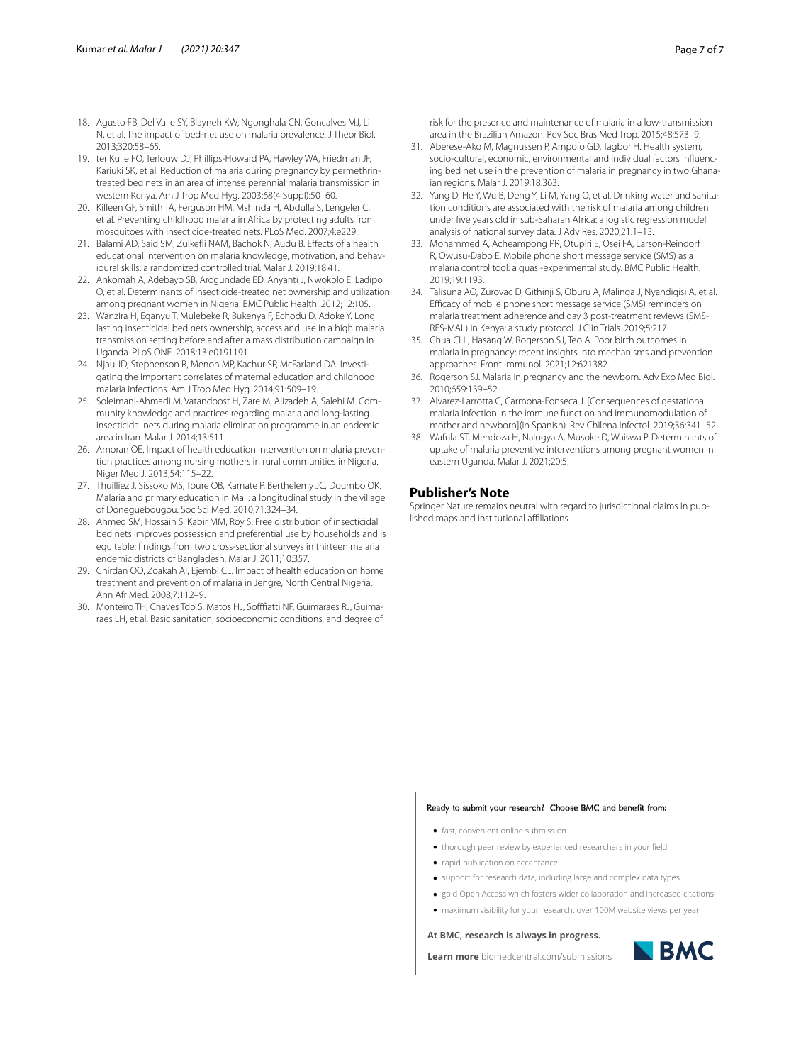18. Agusto FB, Del Valle SY, Blayneh KW, Ngonghala CN, Goncalves MJ, Li N, et al. The impact of bed-net use on malaria prevalence. J Theor Biol. 2013;320:58–65.
19. ter Kuile FO, Terlouw DJ, Phillips-Howard PA, Hawley WA, Friedman JF, Kariuki SK, et al. Reduction of malaria during pregnancy by permethrin-treated bed nets in an area of intense perennial malaria transmission in western Kenya. Am J Trop Med Hyg. 2003;68(4 Suppl):50–60.
20. Killeen GF, Smith TA, Ferguson HM, Mshinda H, Abdulla S, Lengeler C, et al. Preventing childhood malaria in Africa by protecting adults from mosquitoes with insecticide-treated nets. PLoS Med. 2007;4:e229.
21. Balami AD, Said SM, Zulkefli NAM, Bachok N, Audu B. Effects of a health educational intervention on malaria knowledge, motivation, and behavioural skills: a randomized controlled trial. Malar J. 2019;18:41.
22. Ankomah A, Adebayo SB, Arogundade ED, Anyanti J, Nwokolo E, Ladipo O, et al. Determinants of insecticide-treated net ownership and utilization among pregnant women in Nigeria. BMC Public Health. 2012;12:105.
23. Wanzira H, Eganyu T, Mulebeke R, Bukenya F, Echodu D, Adoke Y. Long lasting insecticidal bed nets ownership, access and use in a high malaria transmission setting before and after a mass distribution campaign in Uganda. PLoS ONE. 2018;13:e0191191.
24. Njau JD, Stephenson R, Menon MP, Kachur SP, McFarland DA. Investigating the important correlates of maternal education and childhood malaria infections. Am J Trop Med Hyg. 2014;91:509–19.
25. Soleimani-Ahmadi M, Vatandoost H, Zare M, Alizadeh A, Salehi M. Community knowledge and practices regarding malaria and long-lasting insecticidal nets during malaria elimination programme in an endemic area in Iran. Malar J. 2014;13:511.
26. Amoran OE. Impact of health education intervention on malaria prevention practices among nursing mothers in rural communities in Nigeria. Niger Med J. 2013;54:115–22.
27. Thuilliez J, Sissoko MS, Toure OB, Kamate P, Berthelemy JC, Doumbo OK. Malaria and primary education in Mali: a longitudinal study in the village of Donegue­bougou. Soc Sci Med. 2010;71:324–34.
28. Ahmed SM, Hossain S, Kabir MM, Roy S. Free distribution of insecticidal bed nets improves possession and preferential use by households and is equitable: findings from two cross-sectional surveys in thirteen malaria endemic districts of Bangladesh. Malar J. 2011;10:357.
29. Chirdan OO, Zoakah AI, Ejembi CL. Impact of health education on home treatment and prevention of malaria in Jengre, North Central Nigeria. Ann Afr Med. 2008;7:112–9.
30. Monteiro TH, Chaves Tdo S, Matos HJ, Sofffiatti NF, Guimaraes RJ, Guimaraes LH, et al. Basic sanitation, socioeconomic conditions, and degree of risk for the presence and maintenance of malaria in a low-transmission area in the Brazilian Amazon. Rev Soc Bras Med Trop. 2015;48:573–9.
31. Aberese-Ako M, Magnussen P, Ampofo GD, Tagbor H. Health system, socio-cultural, economic, environmental and individual factors influencing bed net use in the prevention of malaria in pregnancy in two Ghanaian regions. Malar J. 2019;18:363.
32. Yang D, He Y, Wu B, Deng Y, Li M, Yang Q, et al. Drinking water and sanitation conditions are associated with the risk of malaria among children under five years old in sub-Saharan Africa: a logistic regression model analysis of national survey data. J Adv Res. 2020;21:1–13.
33. Mohammed A, Acheampong PR, Otupiri E, Osei FA, Larson-Reindorf R, Owusu-Dabo E. Mobile phone short message service (SMS) as a malaria control tool: a quasi-experimental study. BMC Public Health. 2019;19:1193.
34. Talisuna AO, Zurovac D, Githinji S, Oburu A, Malinga J, Nyandigisi A, et al. Efficacy of mobile phone short message service (SMS) reminders on malaria treatment adherence and day 3 post-treatment reviews (SMS-RES-MAL) in Kenya: a study protocol. J Clin Trials. 2019;5:217.
35. Chua CLL, Hasang W, Rogerson SJ, Teo A. Poor birth outcomes in malaria in pregnancy: recent insights into mechanisms and prevention approaches. Front Immunol. 2021;12:621382.
36. Rogerson SJ. Malaria in pregnancy and the newborn. Adv Exp Med Biol. 2010;659:139–52.
37. Alvarez-Larrotta C, Carmona-Fonseca J. [Consequences of gestational malaria infection in the immune function and immunomodulation of mother and newborn](in Spanish). Rev Chilena Infectol. 2019;36:341–52.
38. Wafula ST, Mendoza H, Nalugya A, Musoke D, Waiswa P. Determinants of uptake of malaria preventive interventions among pregnant women in eastern Uganda. Malar J. 2021;20:5.

## Publisher's Note

Springer Nature remains neutral with regard to jurisdictional claims in published maps and institutional affiliations.

Ready to submit your research? Choose BMC and benefit from:

- fast, convenient online submission
- thorough peer review by experienced researchers in your field
- rapid publication on acceptance
- support for research data, including large and complex data types
- gold Open Access which fosters wider collaboration and increased citations
- maximum visibility for your research: over 100M website views per year

**At BMC, research is always in progress.**

**Learn more** biomedcentral.com/submissions

BMC